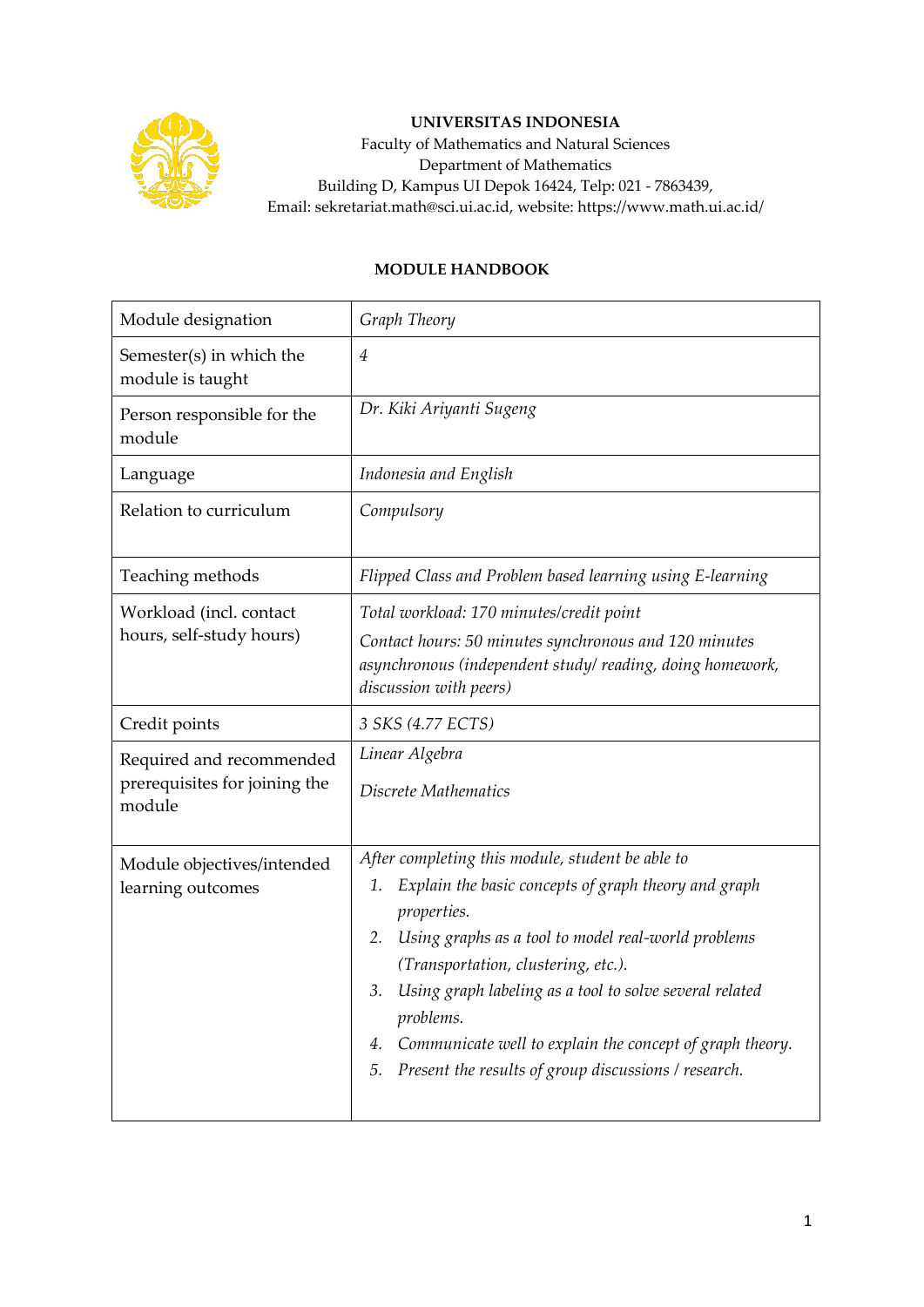**UNIVERSITAS INDONESIA**
Faculty of Mathematics and Natural Sciences
Department of Mathematics
Building D, Kampus UI Depok 16424, Telp: 021 - 7863439,
Email: sekretariat.math@sci.ui.ac.id, website: https://www.math.ui.ac.id/

## MODULE HANDBOOK

| | |
|---|---|
| Module designation | *Graph Theory* |
| Semester(s) in which the module is taught | *4* |
| Person responsible for the module | *Dr. Kiki Ariyanti Sugeng* |
| Language | *Indonesia and English* |
| Relation to curriculum | *Compulsory* |
| Teaching methods | *Flipped Class and Problem based learning using E-learning* |
| Workload (incl. contact hours, self-study hours) | *Total workload: 170 minutes/credit point*<br>*Contact hours: 50 minutes synchronous and 120 minutes asynchronous (independent study/ reading, doing homework, discussion with peers)* |
| Credit points | *3 SKS (4.77 ECTS)* |
| Required and recommended prerequisites for joining the module | *Linear Algebra*<br>*Discrete Mathematics* |
| Module objectives/intended learning outcomes | *After completing this module, student be able to*<br>*1. Explain the basic concepts of graph theory and graph properties.*<br>*2. Using graphs as a tool to model real-world problems (Transportation, clustering, etc.).*<br>*3. Using graph labeling as a tool to solve several related problems.*<br>*4. Communicate well to explain the concept of graph theory.*<br>*5. Present the results of group discussions / research.* |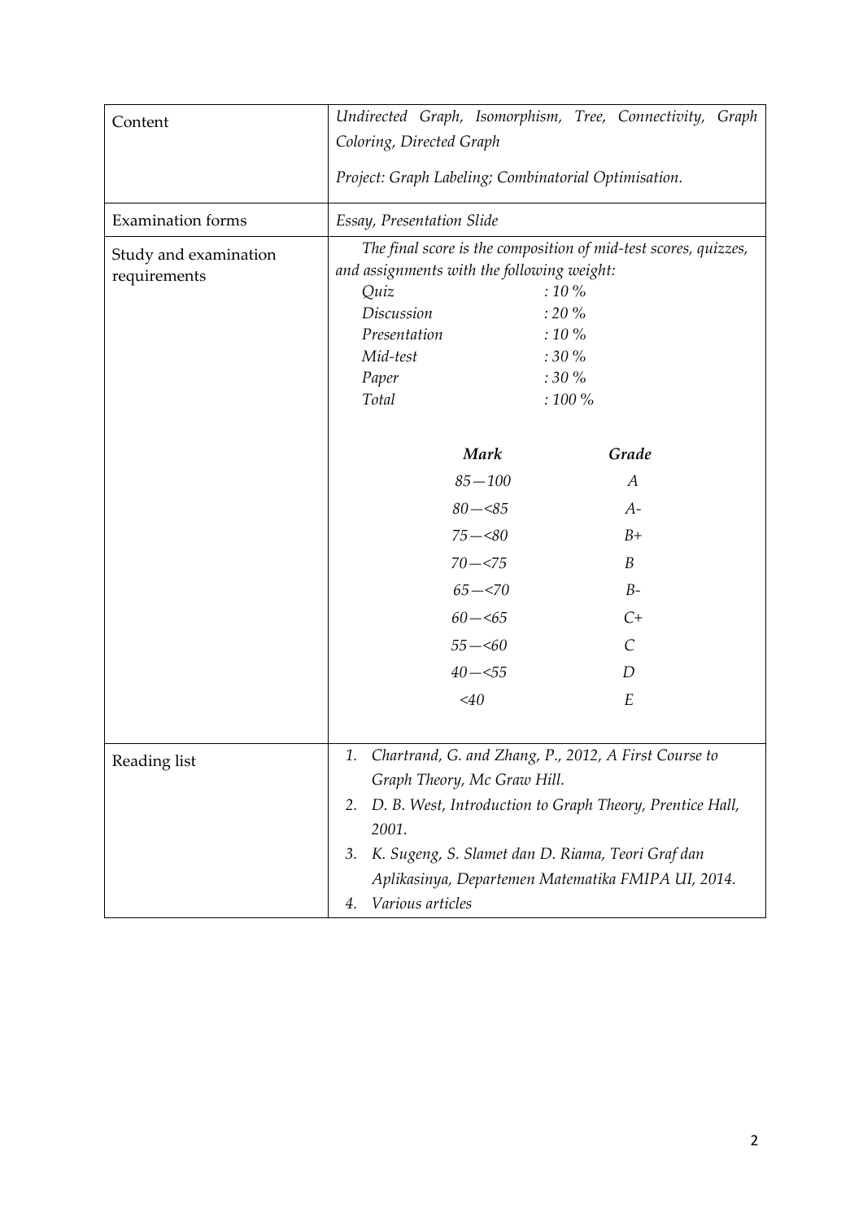| | |
|---|---|
| Content | *Undirected Graph, Isomorphism, Tree, Connectivity, Graph Coloring, Directed Graph*<br><br>*Project: Graph Labeling; Combinatorial Optimisation.* |
| Examination forms | *Essay, Presentation Slide* |
| Study and examination requirements | *The final score is the composition of mid-test scores, quizzes, and assignments with the following weight:*<br>*Quiz : 10 %*<br>*Discussion : 20 %*<br>*Presentation : 10 %*<br>*Mid-test : 30 %*<br>*Paper : 30 %*<br>*Total : 100 %*<br><br>***Mark — Grade***<br>*85—100 — A*<br>*80—<85 — A-*<br>*75—<80 — B+*<br>*70—<75 — B*<br>*65—<70 — B-*<br>*60—<65 — C+*<br>*55—<60 — C*<br>*40—<55 — D*<br>*<40 — E* |
| Reading list | 1. *Chartrand, G. and Zhang, P., 2012, A First Course to Graph Theory, Mc Graw Hill.*<br>2. *D. B. West, Introduction to Graph Theory, Prentice Hall, 2001.*<br>3. *K. Sugeng, S. Slamet dan D. Riama, Teori Graf dan Aplikasinya, Departemen Matematika FMIPA UI, 2014.*<br>4. *Various articles* |